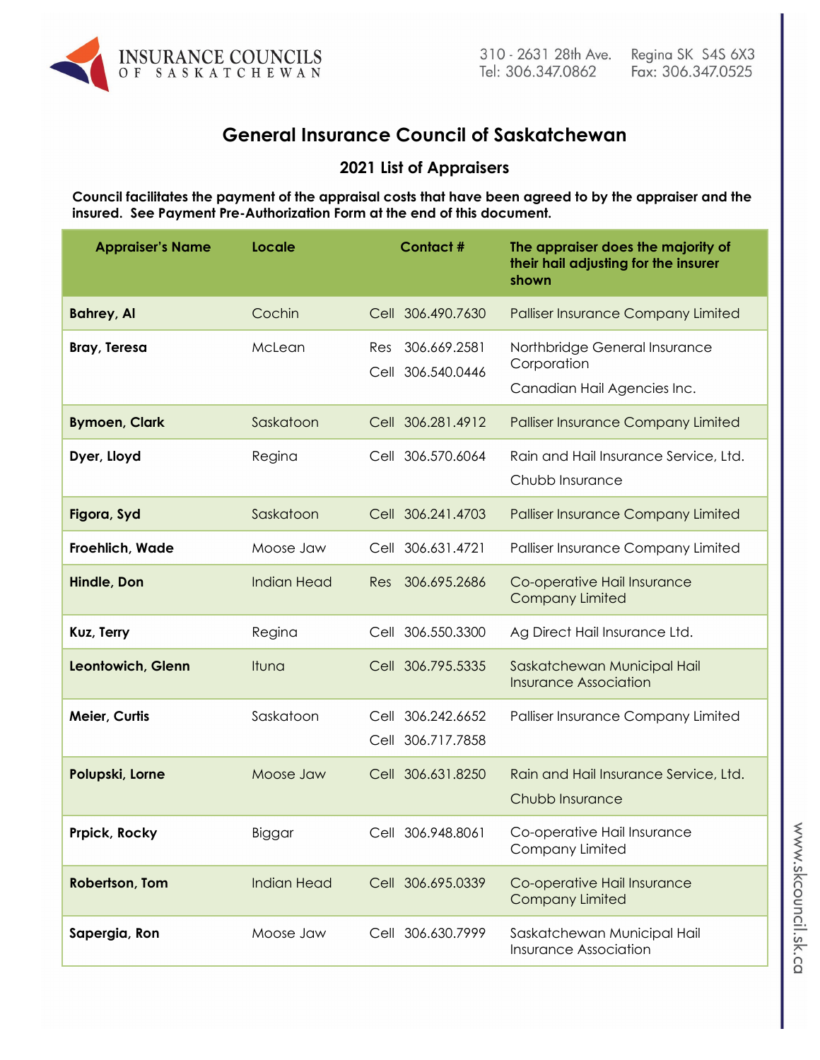INSURANCE COUNCILS OF SASKATCHEWAN

310 - 2631 28th Ave. Regina SK S4S 6X3
Tel: 306.347.0862 Fax: 306.347.0525

# General Insurance Council of Saskatchewan

## 2021 List of Appraisers

**Council facilitates the payment of the appraisal costs that have been agreed to by the appraiser and the insured. See Payment Pre-Authorization Form at the end of this document.**

| Appraiser's Name | Locale | Contact # | The appraiser does the majority of their hail adjusting for the insurer shown |
|---|---|---|---|
| **Bahrey, Al** | Cochin | Cell 306.490.7630 | Palliser Insurance Company Limited |
| **Bray, Teresa** | McLean | Res 306.669.2581<br>Cell 306.540.0446 | Northbridge General Insurance Corporation<br>Canadian Hail Agencies Inc. |
| **Bymoen, Clark** | Saskatoon | Cell 306.281.4912 | Palliser Insurance Company Limited |
| **Dyer, Lloyd** | Regina | Cell 306.570.6064 | Rain and Hail Insurance Service, Ltd.<br>Chubb Insurance |
| **Figora, Syd** | Saskatoon | Cell 306.241.4703 | Palliser Insurance Company Limited |
| **Froehlich, Wade** | Moose Jaw | Cell 306.631.4721 | Palliser Insurance Company Limited |
| **Hindle, Don** | Indian Head | Res 306.695.2686 | Co-operative Hail Insurance Company Limited |
| **Kuz, Terry** | Regina | Cell 306.550.3300 | Ag Direct Hail Insurance Ltd. |
| **Leontowich, Glenn** | Ituna | Cell 306.795.5335 | Saskatchewan Municipal Hail Insurance Association |
| **Meier, Curtis** | Saskatoon | Cell 306.242.6652<br>Cell 306.717.7858 | Palliser Insurance Company Limited |
| **Polupski, Lorne** | Moose Jaw | Cell 306.631.8250 | Rain and Hail Insurance Service, Ltd.<br>Chubb Insurance |
| **Prpick, Rocky** | Biggar | Cell 306.948.8061 | Co-operative Hail Insurance Company Limited |
| **Robertson, Tom** | Indian Head | Cell 306.695.0339 | Co-operative Hail Insurance Company Limited |
| **Sapergia, Ron** | Moose Jaw | Cell 306.630.7999 | Saskatchewan Municipal Hail Insurance Association |

www.skcouncil.sk.ca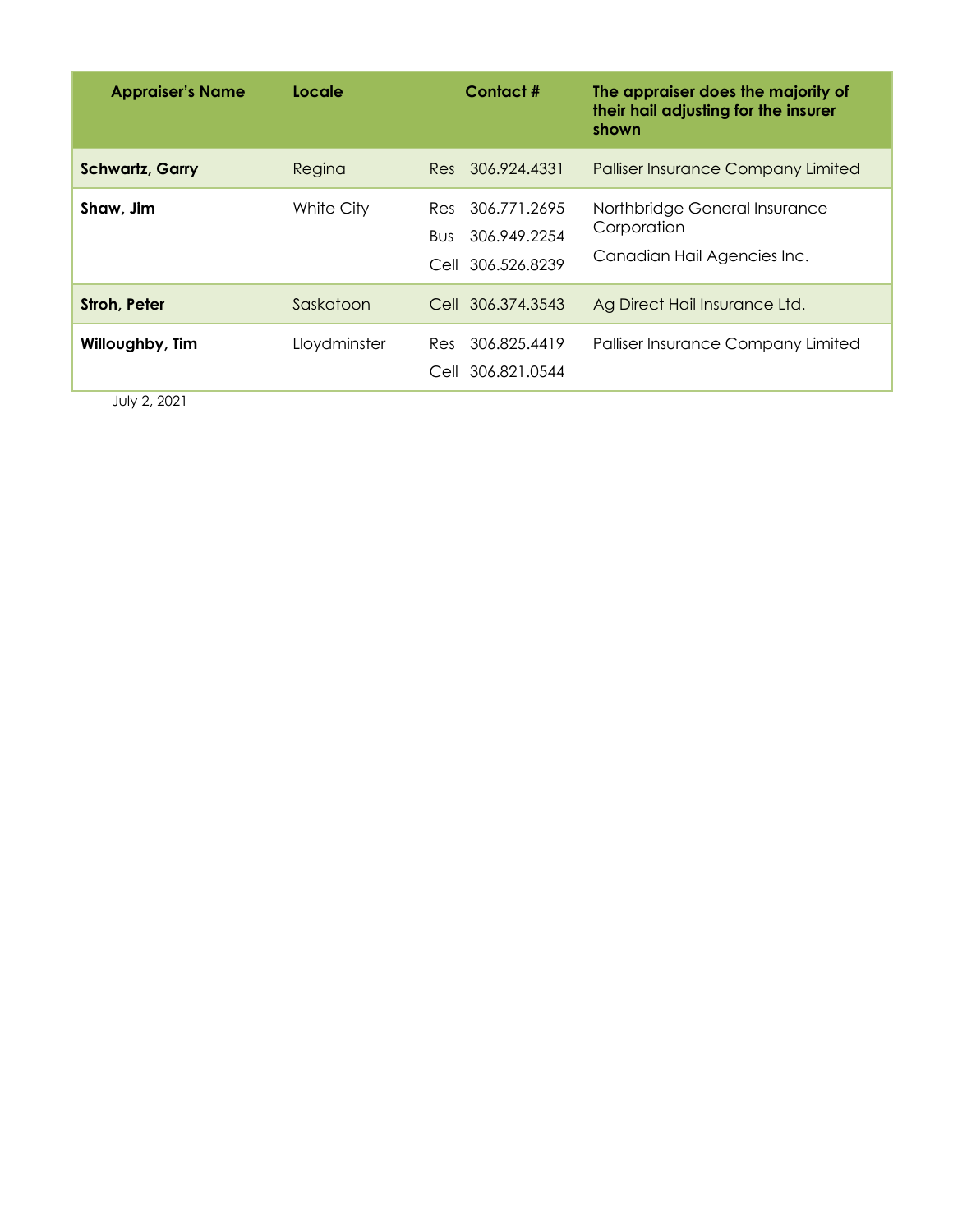| Appraiser's Name | Locale | Contact # | The appraiser does the majority of their hail adjusting for the insurer shown |
|---|---|---|---|
| **Schwartz, Garry** | Regina | Res 306.924.4331 | Palliser Insurance Company Limited |
| **Shaw, Jim** | White City | Res 306.771.2695<br>Bus 306.949.2254<br>Cell 306.526.8239 | Northbridge General Insurance Corporation<br>Canadian Hail Agencies Inc. |
| **Stroh, Peter** | Saskatoon | Cell 306.374.3543 | Ag Direct Hail Insurance Ltd. |
| **Willoughby, Tim** | Lloydminster | Res 306.825.4419<br>Cell 306.821.0544 | Palliser Insurance Company Limited |

July 2, 2021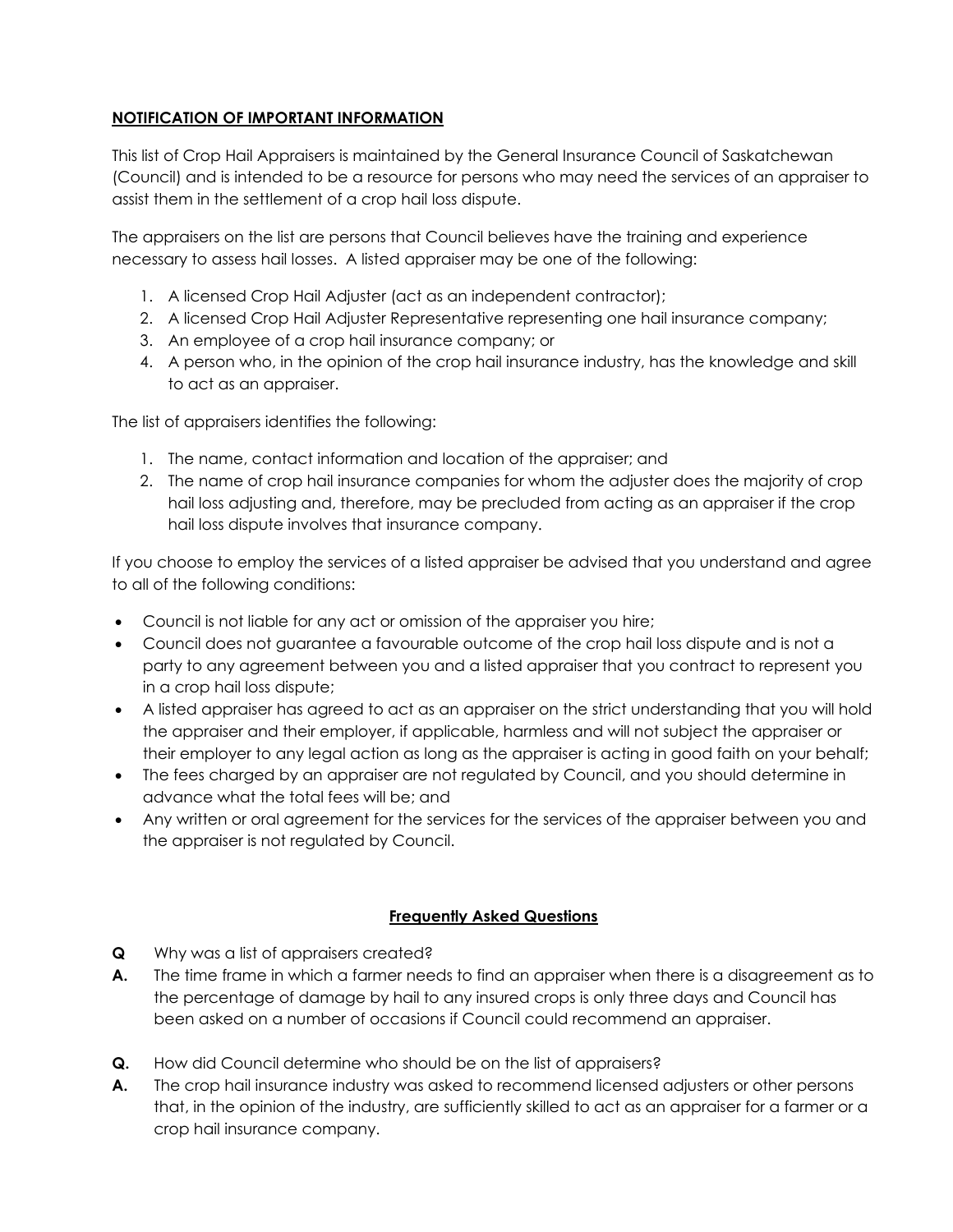**NOTIFICATION OF IMPORTANT INFORMATION**

This list of Crop Hail Appraisers is maintained by the General Insurance Council of Saskatchewan (Council) and is intended to be a resource for persons who may need the services of an appraiser to assist them in the settlement of a crop hail loss dispute.

The appraisers on the list are persons that Council believes have the training and experience necessary to assess hail losses. A listed appraiser may be one of the following:

1. A licensed Crop Hail Adjuster (act as an independent contractor);
2. A licensed Crop Hail Adjuster Representative representing one hail insurance company;
3. An employee of a crop hail insurance company; or
4. A person who, in the opinion of the crop hail insurance industry, has the knowledge and skill to act as an appraiser.

The list of appraisers identifies the following:

1. The name, contact information and location of the appraiser; and
2. The name of crop hail insurance companies for whom the adjuster does the majority of crop hail loss adjusting and, therefore, may be precluded from acting as an appraiser if the crop hail loss dispute involves that insurance company.

If you choose to employ the services of a listed appraiser be advised that you understand and agree to all of the following conditions:

- Council is not liable for any act or omission of the appraiser you hire;
- Council does not guarantee a favourable outcome of the crop hail loss dispute and is not a party to any agreement between you and a listed appraiser that you contract to represent you in a crop hail loss dispute;
- A listed appraiser has agreed to act as an appraiser on the strict understanding that you will hold the appraiser and their employer, if applicable, harmless and will not subject the appraiser or their employer to any legal action as long as the appraiser is acting in good faith on your behalf;
- The fees charged by an appraiser are not regulated by Council, and you should determine in advance what the total fees will be; and
- Any written or oral agreement for the services for the services of the appraiser between you and the appraiser is not regulated by Council.

## Frequently Asked Questions

**Q** Why was a list of appraisers created?

**A.** The time frame in which a farmer needs to find an appraiser when there is a disagreement as to the percentage of damage by hail to any insured crops is only three days and Council has been asked on a number of occasions if Council could recommend an appraiser.

**Q.** How did Council determine who should be on the list of appraisers?

**A.** The crop hail insurance industry was asked to recommend licensed adjusters or other persons that, in the opinion of the industry, are sufficiently skilled to act as an appraiser for a farmer or a crop hail insurance company.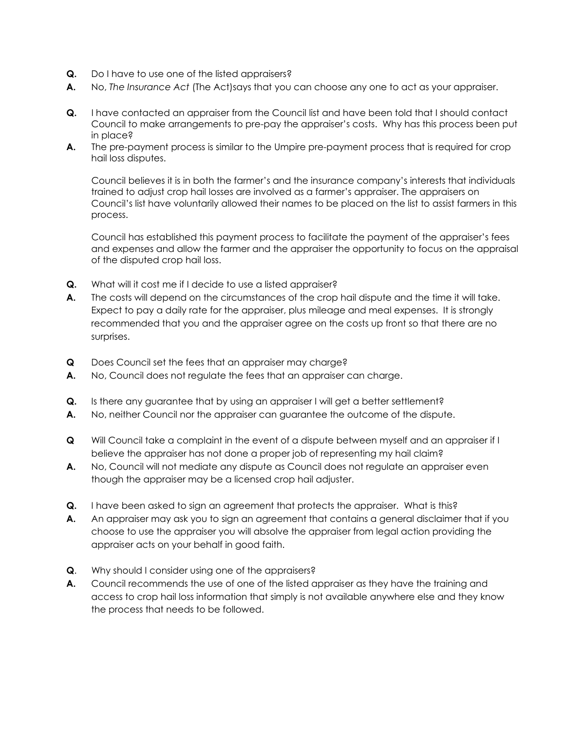**Q.** Do I have to use one of the listed appraisers?

**A.** No, *The Insurance Act* (The Act)says that you can choose any one to act as your appraiser.

**Q.** I have contacted an appraiser from the Council list and have been told that I should contact Council to make arrangements to pre-pay the appraiser's costs. Why has this process been put in place?

**A.** The pre-payment process is similar to the Umpire pre-payment process that is required for crop hail loss disputes.

Council believes it is in both the farmer's and the insurance company's interests that individuals trained to adjust crop hail losses are involved as a farmer's appraiser. The appraisers on Council's list have voluntarily allowed their names to be placed on the list to assist farmers in this process.

Council has established this payment process to facilitate the payment of the appraiser's fees and expenses and allow the farmer and the appraiser the opportunity to focus on the appraisal of the disputed crop hail loss.

**Q.** What will it cost me if I decide to use a listed appraiser?

**A.** The costs will depend on the circumstances of the crop hail dispute and the time it will take. Expect to pay a daily rate for the appraiser, plus mileage and meal expenses. It is strongly recommended that you and the appraiser agree on the costs up front so that there are no surprises.

**Q** Does Council set the fees that an appraiser may charge?

**A.** No, Council does not regulate the fees that an appraiser can charge.

**Q.** Is there any guarantee that by using an appraiser I will get a better settlement?

**A.** No, neither Council nor the appraiser can guarantee the outcome of the dispute.

**Q** Will Council take a complaint in the event of a dispute between myself and an appraiser if I believe the appraiser has not done a proper job of representing my hail claim?

**A.** No, Council will not mediate any dispute as Council does not regulate an appraiser even though the appraiser may be a licensed crop hail adjuster.

**Q.** I have been asked to sign an agreement that protects the appraiser. What is this?

**A.** An appraiser may ask you to sign an agreement that contains a general disclaimer that if you choose to use the appraiser you will absolve the appraiser from legal action providing the appraiser acts on your behalf in good faith.

**Q**. Why should I consider using one of the appraisers?

**A.** Council recommends the use of one of the listed appraiser as they have the training and access to crop hail loss information that simply is not available anywhere else and they know the process that needs to be followed.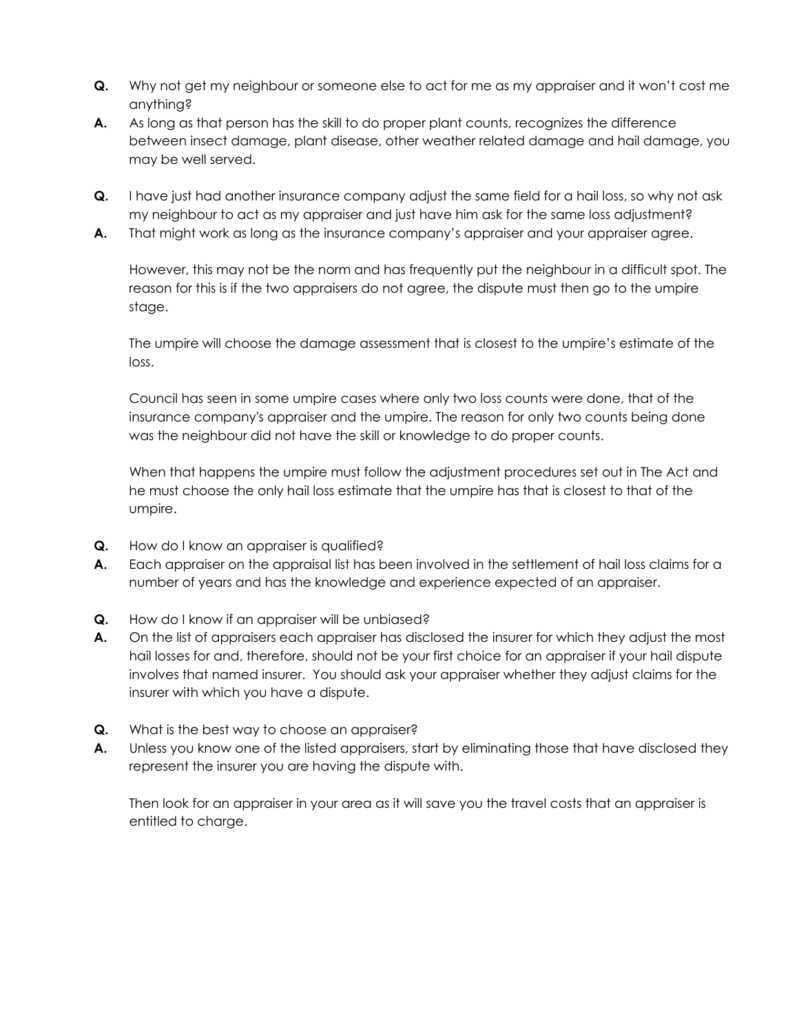**Q.** Why not get my neighbour or someone else to act for me as my appraiser and it won't cost me anything?

**A.** As long as that person has the skill to do proper plant counts, recognizes the difference between insect damage, plant disease, other weather related damage and hail damage, you may be well served.

**Q.** I have just had another insurance company adjust the same field for a hail loss, so why not ask my neighbour to act as my appraiser and just have him ask for the same loss adjustment?

**A.** That might work as long as the insurance company's appraiser and your appraiser agree.

However, this may not be the norm and has frequently put the neighbour in a difficult spot. The reason for this is if the two appraisers do not agree, the dispute must then go to the umpire stage.

The umpire will choose the damage assessment that is closest to the umpire's estimate of the loss.

Council has seen in some umpire cases where only two loss counts were done, that of the insurance company's appraiser and the umpire. The reason for only two counts being done was the neighbour did not have the skill or knowledge to do proper counts.

When that happens the umpire must follow the adjustment procedures set out in The Act and he must choose the only hail loss estimate that the umpire has that is closest to that of the umpire.

**Q.** How do I know an appraiser is qualified?

**A.** Each appraiser on the appraisal list has been involved in the settlement of hail loss claims for a number of years and has the knowledge and experience expected of an appraiser.

**Q.** How do I know if an appraiser will be unbiased?

**A.** On the list of appraisers each appraiser has disclosed the insurer for which they adjust the most hail losses for and, therefore, should not be your first choice for an appraiser if your hail dispute involves that named insurer. You should ask your appraiser whether they adjust claims for the insurer with which you have a dispute.

**Q.** What is the best way to choose an appraiser?

**A.** Unless you know one of the listed appraisers, start by eliminating those that have disclosed they represent the insurer you are having the dispute with.

Then look for an appraiser in your area as it will save you the travel costs that an appraiser is entitled to charge.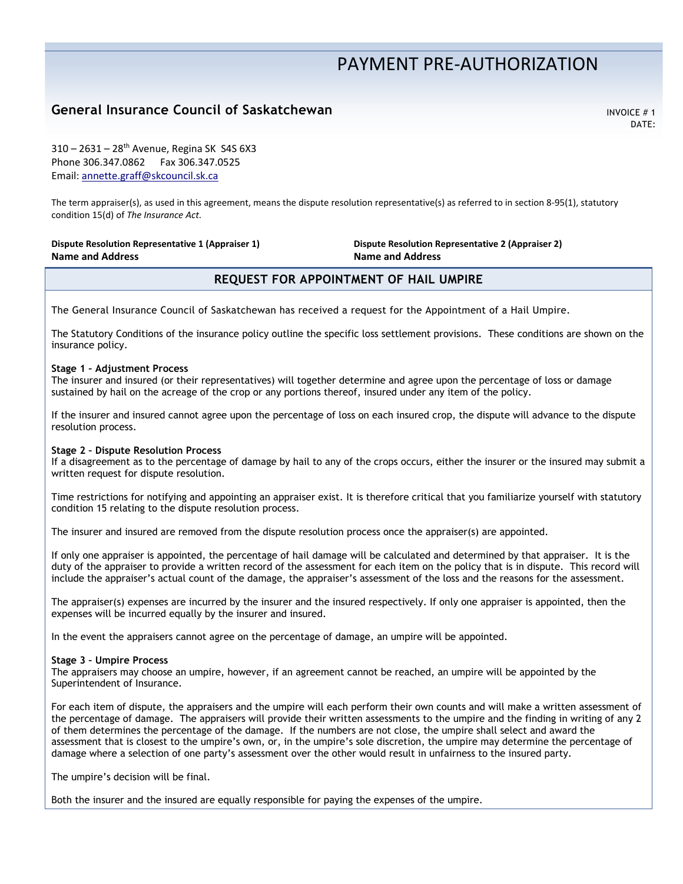# PAYMENT PRE-AUTHORIZATION

## General Insurance Council of Saskatchewan

INVOICE # 1
DATE:

310 – 2631 – 28th Avenue, Regina SK S4S 6X3
Phone 306.347.0862 Fax 306.347.0525
Email: annette.graff@skcouncil.sk.ca

The term appraiser(s), as used in this agreement, means the dispute resolution representative(s) as referred to in section 8-95(1), statutory condition 15(d) of *The Insurance Act*.

| **Dispute Resolution Representative 1 (Appraiser 1)**<br>**Name and Address** | **Dispute Resolution Representative 2 (Appraiser 2)**<br>**Name and Address** |
| --- | --- |

## REQUEST FOR APPOINTMENT OF HAIL UMPIRE

The General Insurance Council of Saskatchewan has received a request for the Appointment of a Hail Umpire.

The Statutory Conditions of the insurance policy outline the specific loss settlement provisions. These conditions are shown on the insurance policy.

**Stage 1 – Adjustment Process**
The insurer and insured (or their representatives) will together determine and agree upon the percentage of loss or damage sustained by hail on the acreage of the crop or any portions thereof, insured under any item of the policy.

If the insurer and insured cannot agree upon the percentage of loss on each insured crop, the dispute will advance to the dispute resolution process.

**Stage 2 – Dispute Resolution Process**
If a disagreement as to the percentage of damage by hail to any of the crops occurs, either the insurer or the insured may submit a written request for dispute resolution.

Time restrictions for notifying and appointing an appraiser exist. It is therefore critical that you familiarize yourself with statutory condition 15 relating to the dispute resolution process.

The insurer and insured are removed from the dispute resolution process once the appraiser(s) are appointed.

If only one appraiser is appointed, the percentage of hail damage will be calculated and determined by that appraiser. It is the duty of the appraiser to provide a written record of the assessment for each item on the policy that is in dispute. This record will include the appraiser's actual count of the damage, the appraiser's assessment of the loss and the reasons for the assessment.

The appraiser(s) expenses are incurred by the insurer and the insured respectively. If only one appraiser is appointed, then the expenses will be incurred equally by the insurer and insured.

In the event the appraisers cannot agree on the percentage of damage, an umpire will be appointed.

**Stage 3 – Umpire Process**
The appraisers may choose an umpire, however, if an agreement cannot be reached, an umpire will be appointed by the Superintendent of Insurance.

For each item of dispute, the appraisers and the umpire will each perform their own counts and will make a written assessment of the percentage of damage. The appraisers will provide their written assessments to the umpire and the finding in writing of any 2 of them determines the percentage of the damage. If the numbers are not close, the umpire shall select and award the assessment that is closest to the umpire's own, or, in the umpire's sole discretion, the umpire may determine the percentage of damage where a selection of one party's assessment over the other would result in unfairness to the insured party.

The umpire's decision will be final.

Both the insurer and the insured are equally responsible for paying the expenses of the umpire.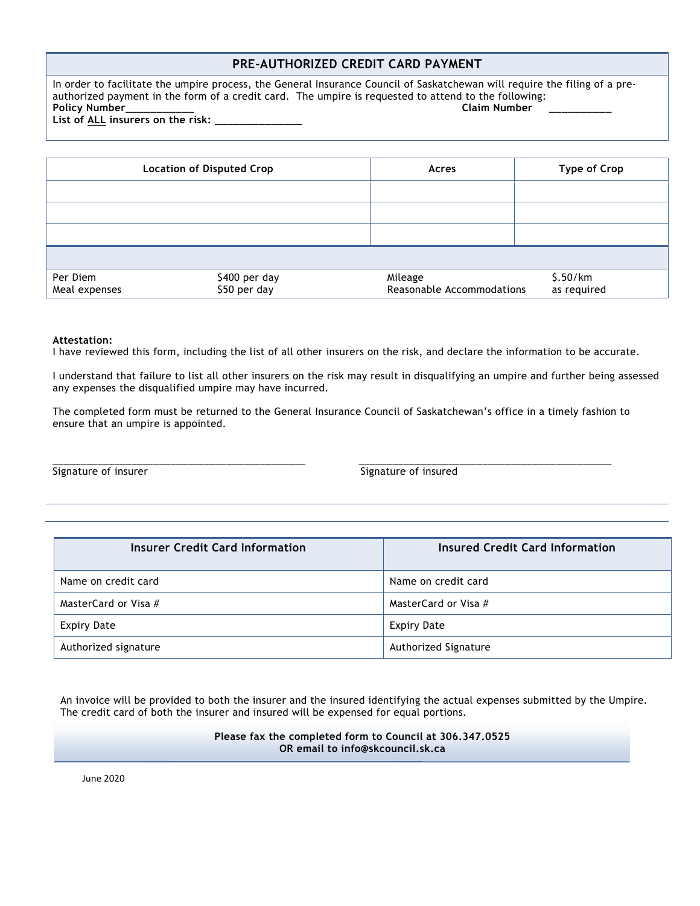## PRE-AUTHORIZED CREDIT CARD PAYMENT

In order to facilitate the umpire process, the General Insurance Council of Saskatchewan will require the filing of a pre-authorized payment in the form of a credit card. The umpire is requested to attend to the following:

**Policy Number**____________ **Claim Number** ___________

**List of ALL insurers on the risk:** _______________

| Location of Disputed Crop | Acres | Type of Crop |
|---|---|---|
| | | |
| | | |
| | | |

| | | | |
|---|---|---|---|
| Per Diem | $400 per day | Mileage | $.50/km |
| Meal expenses | $50 per day | Reasonable Accommodations | as required |

**Attestation:**

I have reviewed this form, including the list of all other insurers on the risk, and declare the information to be accurate.

I understand that failure to list all other insurers on the risk may result in disqualifying an umpire and further being assessed any expenses the disqualified umpire may have incurred.

The completed form must be returned to the General Insurance Council of Saskatchewan's office in a timely fashion to ensure that an umpire is appointed.

_______________________________________________
Signature of insurer

_______________________________________________
Signature of insured

| Insurer Credit Card Information | Insured Credit Card Information |
|---|---|
| Name on credit card | Name on credit card |
| MasterCard or Visa # | MasterCard or Visa # |
| Expiry Date | Expiry Date |
| Authorized signature | Authorized Signature |

An invoice will be provided to both the insurer and the insured identifying the actual expenses submitted by the Umpire. The credit card of both the insurer and insured will be expensed for equal portions.

**Please fax the completed form to Council at 306.347.0525**
**OR email to info@skcouncil.sk.ca**

June 2020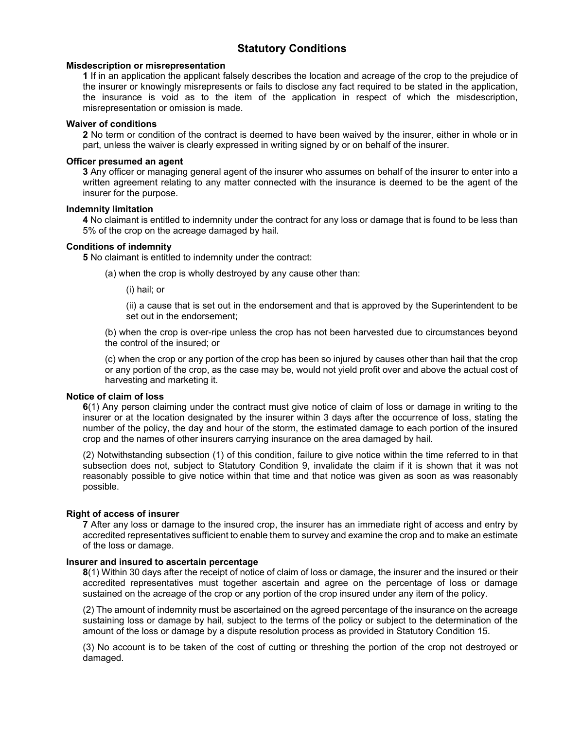# Statutory Conditions

**Misdescription or misrepresentation**

**1** If in an application the applicant falsely describes the location and acreage of the crop to the prejudice of the insurer or knowingly misrepresents or fails to disclose any fact required to be stated in the application, the insurance is void as to the item of the application in respect of which the misdescription, misrepresentation or omission is made.

**Waiver of conditions**

**2** No term or condition of the contract is deemed to have been waived by the insurer, either in whole or in part, unless the waiver is clearly expressed in writing signed by or on behalf of the insurer.

**Officer presumed an agent**

**3** Any officer or managing general agent of the insurer who assumes on behalf of the insurer to enter into a written agreement relating to any matter connected with the insurance is deemed to be the agent of the insurer for the purpose.

**Indemnity limitation**

**4** No claimant is entitled to indemnity under the contract for any loss or damage that is found to be less than 5% of the crop on the acreage damaged by hail.

**Conditions of indemnity**

**5** No claimant is entitled to indemnity under the contract:

(a) when the crop is wholly destroyed by any cause other than:

(i) hail; or

(ii) a cause that is set out in the endorsement and that is approved by the Superintendent to be set out in the endorsement;

(b) when the crop is over-ripe unless the crop has not been harvested due to circumstances beyond the control of the insured; or

(c) when the crop or any portion of the crop has been so injured by causes other than hail that the crop or any portion of the crop, as the case may be, would not yield profit over and above the actual cost of harvesting and marketing it.

**Notice of claim of loss**

**6**(1) Any person claiming under the contract must give notice of claim of loss or damage in writing to the insurer or at the location designated by the insurer within 3 days after the occurrence of loss, stating the number of the policy, the day and hour of the storm, the estimated damage to each portion of the insured crop and the names of other insurers carrying insurance on the area damaged by hail.

(2) Notwithstanding subsection (1) of this condition, failure to give notice within the time referred to in that subsection does not, subject to Statutory Condition 9, invalidate the claim if it is shown that it was not reasonably possible to give notice within that time and that notice was given as soon as was reasonably possible.

**Right of access of insurer**

**7** After any loss or damage to the insured crop, the insurer has an immediate right of access and entry by accredited representatives sufficient to enable them to survey and examine the crop and to make an estimate of the loss or damage.

**Insurer and insured to ascertain percentage**

**8**(1) Within 30 days after the receipt of notice of claim of loss or damage, the insurer and the insured or their accredited representatives must together ascertain and agree on the percentage of loss or damage sustained on the acreage of the crop or any portion of the crop insured under any item of the policy.

(2) The amount of indemnity must be ascertained on the agreed percentage of the insurance on the acreage sustaining loss or damage by hail, subject to the terms of the policy or subject to the determination of the amount of the loss or damage by a dispute resolution process as provided in Statutory Condition 15.

(3) No account is to be taken of the cost of cutting or threshing the portion of the crop not destroyed or damaged.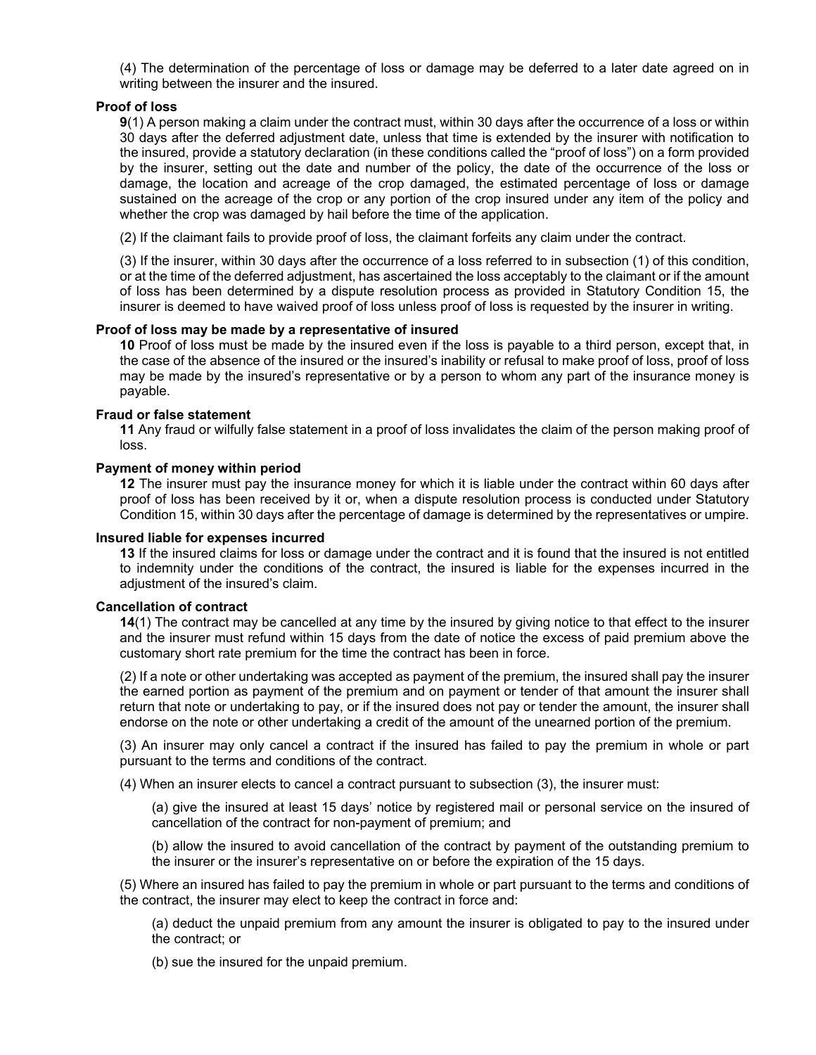(4) The determination of the percentage of loss or damage may be deferred to a later date agreed on in writing between the insurer and the insured.

**Proof of loss**

**9**(1) A person making a claim under the contract must, within 30 days after the occurrence of a loss or within 30 days after the deferred adjustment date, unless that time is extended by the insurer with notification to the insured, provide a statutory declaration (in these conditions called the "proof of loss") on a form provided by the insurer, setting out the date and number of the policy, the date of the occurrence of the loss or damage, the location and acreage of the crop damaged, the estimated percentage of loss or damage sustained on the acreage of the crop or any portion of the crop insured under any item of the policy and whether the crop was damaged by hail before the time of the application.

(2) If the claimant fails to provide proof of loss, the claimant forfeits any claim under the contract.

(3) If the insurer, within 30 days after the occurrence of a loss referred to in subsection (1) of this condition, or at the time of the deferred adjustment, has ascertained the loss acceptably to the claimant or if the amount of loss has been determined by a dispute resolution process as provided in Statutory Condition 15, the insurer is deemed to have waived proof of loss unless proof of loss is requested by the insurer in writing.

**Proof of loss may be made by a representative of insured**

**10** Proof of loss must be made by the insured even if the loss is payable to a third person, except that, in the case of the absence of the insured or the insured's inability or refusal to make proof of loss, proof of loss may be made by the insured's representative or by a person to whom any part of the insurance money is payable.

**Fraud or false statement**

**11** Any fraud or wilfully false statement in a proof of loss invalidates the claim of the person making proof of loss.

**Payment of money within period**

**12** The insurer must pay the insurance money for which it is liable under the contract within 60 days after proof of loss has been received by it or, when a dispute resolution process is conducted under Statutory Condition 15, within 30 days after the percentage of damage is determined by the representatives or umpire.

**Insured liable for expenses incurred**

**13** If the insured claims for loss or damage under the contract and it is found that the insured is not entitled to indemnity under the conditions of the contract, the insured is liable for the expenses incurred in the adjustment of the insured's claim.

**Cancellation of contract**

**14**(1) The contract may be cancelled at any time by the insured by giving notice to that effect to the insurer and the insurer must refund within 15 days from the date of notice the excess of paid premium above the customary short rate premium for the time the contract has been in force.

(2) If a note or other undertaking was accepted as payment of the premium, the insured shall pay the insurer the earned portion as payment of the premium and on payment or tender of that amount the insurer shall return that note or undertaking to pay, or if the insured does not pay or tender the amount, the insurer shall endorse on the note or other undertaking a credit of the amount of the unearned portion of the premium.

(3) An insurer may only cancel a contract if the insured has failed to pay the premium in whole or part pursuant to the terms and conditions of the contract.

(4) When an insurer elects to cancel a contract pursuant to subsection (3), the insurer must:

(a) give the insured at least 15 days' notice by registered mail or personal service on the insured of cancellation of the contract for non-payment of premium; and

(b) allow the insured to avoid cancellation of the contract by payment of the outstanding premium to the insurer or the insurer's representative on or before the expiration of the 15 days.

(5) Where an insured has failed to pay the premium in whole or part pursuant to the terms and conditions of the contract, the insurer may elect to keep the contract in force and:

(a) deduct the unpaid premium from any amount the insurer is obligated to pay to the insured under the contract; or

(b) sue the insured for the unpaid premium.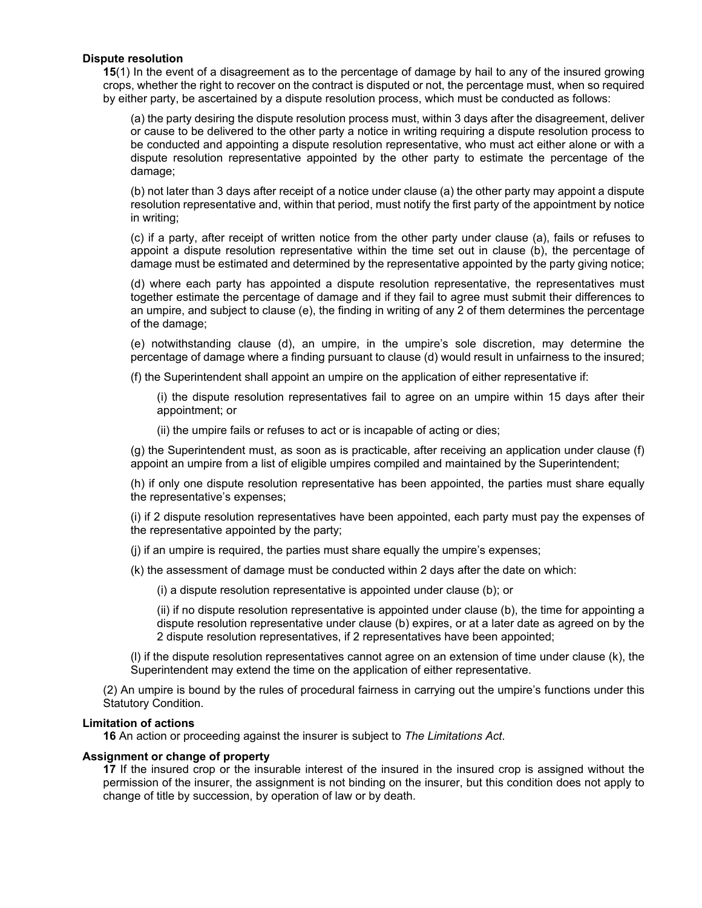**Dispute resolution**

**15**(1) In the event of a disagreement as to the percentage of damage by hail to any of the insured growing crops, whether the right to recover on the contract is disputed or not, the percentage must, when so required by either party, be ascertained by a dispute resolution process, which must be conducted as follows:

(a) the party desiring the dispute resolution process must, within 3 days after the disagreement, deliver or cause to be delivered to the other party a notice in writing requiring a dispute resolution process to be conducted and appointing a dispute resolution representative, who must act either alone or with a dispute resolution representative appointed by the other party to estimate the percentage of the damage;

(b) not later than 3 days after receipt of a notice under clause (a) the other party may appoint a dispute resolution representative and, within that period, must notify the first party of the appointment by notice in writing;

(c) if a party, after receipt of written notice from the other party under clause (a), fails or refuses to appoint a dispute resolution representative within the time set out in clause (b), the percentage of damage must be estimated and determined by the representative appointed by the party giving notice;

(d) where each party has appointed a dispute resolution representative, the representatives must together estimate the percentage of damage and if they fail to agree must submit their differences to an umpire, and subject to clause (e), the finding in writing of any 2 of them determines the percentage of the damage;

(e) notwithstanding clause (d), an umpire, in the umpire's sole discretion, may determine the percentage of damage where a finding pursuant to clause (d) would result in unfairness to the insured;

(f) the Superintendent shall appoint an umpire on the application of either representative if:

(i) the dispute resolution representatives fail to agree on an umpire within 15 days after their appointment; or

(ii) the umpire fails or refuses to act or is incapable of acting or dies;

(g) the Superintendent must, as soon as is practicable, after receiving an application under clause (f) appoint an umpire from a list of eligible umpires compiled and maintained by the Superintendent;

(h) if only one dispute resolution representative has been appointed, the parties must share equally the representative's expenses;

(i) if 2 dispute resolution representatives have been appointed, each party must pay the expenses of the representative appointed by the party;

(j) if an umpire is required, the parties must share equally the umpire's expenses;

(k) the assessment of damage must be conducted within 2 days after the date on which:

(i) a dispute resolution representative is appointed under clause (b); or

(ii) if no dispute resolution representative is appointed under clause (b), the time for appointing a dispute resolution representative under clause (b) expires, or at a later date as agreed on by the 2 dispute resolution representatives, if 2 representatives have been appointed;

(l) if the dispute resolution representatives cannot agree on an extension of time under clause (k), the Superintendent may extend the time on the application of either representative.

(2) An umpire is bound by the rules of procedural fairness in carrying out the umpire's functions under this Statutory Condition.

**Limitation of actions**

**16** An action or proceeding against the insurer is subject to *The Limitations Act*.

**Assignment or change of property**

**17** If the insured crop or the insurable interest of the insured in the insured crop is assigned without the permission of the insurer, the assignment is not binding on the insurer, but this condition does not apply to change of title by succession, by operation of law or by death.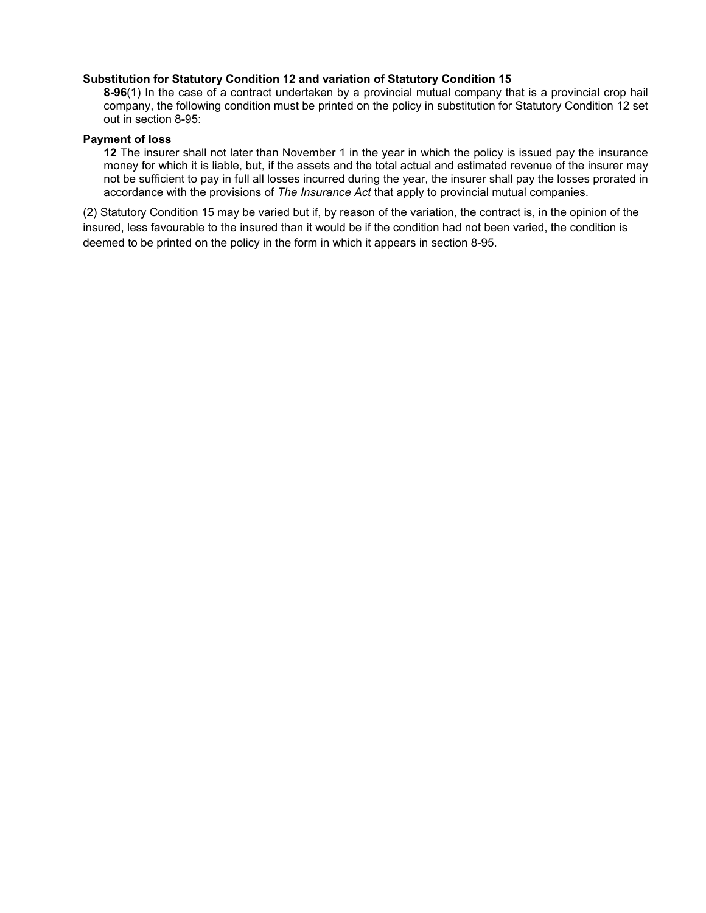**Substitution for Statutory Condition 12 and variation of Statutory Condition 15**

**8-96**(1) In the case of a contract undertaken by a provincial mutual company that is a provincial crop hail company, the following condition must be printed on the policy in substitution for Statutory Condition 12 set out in section 8-95:

**Payment of loss**

**12** The insurer shall not later than November 1 in the year in which the policy is issued pay the insurance money for which it is liable, but, if the assets and the total actual and estimated revenue of the insurer may not be sufficient to pay in full all losses incurred during the year, the insurer shall pay the losses prorated in accordance with the provisions of *The Insurance Act* that apply to provincial mutual companies.

(2) Statutory Condition 15 may be varied but if, by reason of the variation, the contract is, in the opinion of the insured, less favourable to the insured than it would be if the condition had not been varied, the condition is deemed to be printed on the policy in the form in which it appears in section 8-95.